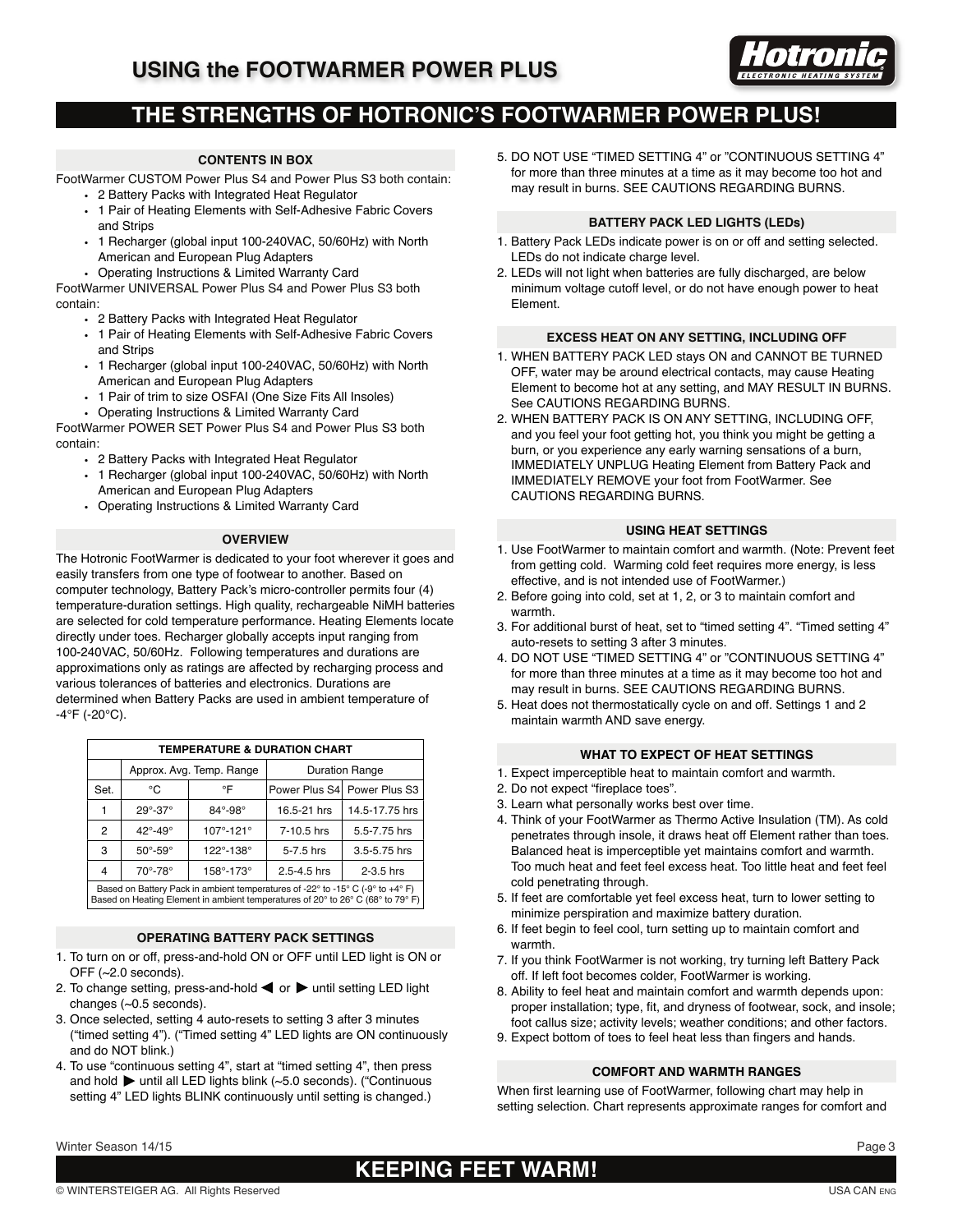# USING the FOOTWARMER POWER PLUS

## THE STRENGTHS OF HOTRONIC'S FOOTWARMER POWER PLUS!

### CONTENTS IN BOX

FootWarmer CUSTOM Power Plus S4 and Power Plus S3 both contain:

- 2 Battery Packs with Integrated Heat Regulator
- 1 Pair of Heating Elements with Self-Adhesive Fabric Covers and Strips
- 1 Recharger (global input 100-240VAC, 50/60Hz) with North American and European Plug Adapters
- Operating Instructions & Limited Warranty Card

FootWarmer UNIVERSAL Power Plus S4 and Power Plus S3 both contain:

- 2 Battery Packs with Integrated Heat Regulator
- 1 Pair of Heating Elements with Self-Adhesive Fabric Covers and Strips
- 1 Recharger (global input 100-240VAC, 50/60Hz) with North American and European Plug Adapters
- 1 Pair of trim to size OSFAI (One Size Fits All Insoles)
- Operating Instructions & Limited Warranty Card

FootWarmer POWER SET Power Plus S4 and Power Plus S3 both contain:

- 2 Battery Packs with Integrated Heat Regulator
- 1 Recharger (global input 100-240VAC, 50/60Hz) with North American and European Plug Adapters
- Operating Instructions & Limited Warranty Card

### OVERVIEW

The Hotronic FootWarmer is dedicated to your foot wherever it goes and easily transfers from one type of footwear to another. Based on computer technology, Battery Pack's micro-controller permits four (4) temperature-duration settings. High quality, rechargeable NiMH batteries are selected for cold temperature performance. Heating Elements locate directly under toes. Recharger globally accepts input ranging from 100-240VAC, 50/60Hz. Following temperatures and durations are approximations only as ratings are affected by recharging process and various tolerances of batteries and electronics. Durations are determined when Battery Packs are used in ambient temperature of -4°F (-20°C).

| TEMPERATURE & DURATION CHART | | | | |
|---|---|---|---|---|
| | Approx. Avg. Temp. Range | | Duration Range | |
| Set. | °C | °F | Power Plus S4 | Power Plus S3 |
| 1 | 29°-37° | 84°-98° | 16.5-21 hrs | 14.5-17.75 hrs |
| 2 | 42°-49° | 107°-121° | 7-10.5 hrs | 5.5-7.75 hrs |
| 3 | 50°-59° | 122°-138° | 5-7.5 hrs | 3.5-5.75 hrs |
| 4 | 70°-78° | 158°-173° | 2.5-4.5 hrs | 2-3.5 hrs |
| Based on Battery Pack in ambient temperatures of -22° to -15° C (-9° to +4° F) Based on Heating Element in ambient temperatures of 20° to 26° C (68° to 79° F) | | | | |

### OPERATING BATTERY PACK SETTINGS

1. To turn on or off, press-and-hold ON or OFF until LED light is ON or OFF (~2.0 seconds).
2. To change setting, press-and-hold ◀ or ▶ until setting LED light changes (~0.5 seconds).
3. Once selected, setting 4 auto-resets to setting 3 after 3 minutes ("timed setting 4"). ("Timed setting 4" LED lights are ON continuously and do NOT blink.)
4. To use "continuous setting 4", start at "timed setting 4", then press and hold ▶ until all LED lights blink (~5.0 seconds). ("Continuous setting 4" LED lights BLINK continuously until setting is changed.)
5. DO NOT USE "TIMED SETTING 4" or "CONTINUOUS SETTING 4" for more than three minutes at a time as it may become too hot and may result in burns. SEE CAUTIONS REGARDING BURNS.

### BATTERY PACK LED LIGHTS (LEDs)

1. Battery Pack LEDs indicate power is on or off and setting selected. LEDs do not indicate charge level.
2. LEDs will not light when batteries are fully discharged, are below minimum voltage cutoff level, or do not have enough power to heat Element.

### EXCESS HEAT ON ANY SETTING, INCLUDING OFF

1. WHEN BATTERY PACK LED stays ON and CANNOT BE TURNED OFF, water may be around electrical contacts, may cause Heating Element to become hot at any setting, and MAY RESULT IN BURNS. See CAUTIONS REGARDING BURNS.
2. WHEN BATTERY PACK IS ON ANY SETTING, INCLUDING OFF, and you feel your foot getting hot, you think you might be getting a burn, or you experience any early warning sensations of a burn, IMMEDIATELY UNPLUG Heating Element from Battery Pack and IMMEDIATELY REMOVE your foot from FootWarmer. See CAUTIONS REGARDING BURNS.

### USING HEAT SETTINGS

1. Use FootWarmer to maintain comfort and warmth. (Note: Prevent feet from getting cold. Warming cold feet requires more energy, is less effective, and is not intended use of FootWarmer.)
2. Before going into cold, set at 1, 2, or 3 to maintain comfort and warmth.
3. For additional burst of heat, set to "timed setting 4". "Timed setting 4" auto-resets to setting 3 after 3 minutes.
4. DO NOT USE "TIMED SETTING 4" or "CONTINUOUS SETTING 4" for more than three minutes at a time as it may become too hot and may result in burns. SEE CAUTIONS REGARDING BURNS.
5. Heat does not thermostatically cycle on and off. Settings 1 and 2 maintain warmth AND save energy.

### WHAT TO EXPECT OF HEAT SETTINGS

1. Expect imperceptible heat to maintain comfort and warmth.
2. Do not expect "fireplace toes".
3. Learn what personally works best over time.
4. Think of your FootWarmer as Thermo Active Insulation (TM). As cold penetrates through insole, it draws heat off Element rather than toes. Balanced heat is imperceptible yet maintains comfort and warmth. Too much heat and feet feel excess heat. Too little heat and feet feel cold penetrating through.
5. If feet are comfortable yet feel excess heat, turn to lower setting to minimize perspiration and maximize battery duration.
6. If feet begin to feel cool, turn setting up to maintain comfort and warmth.
7. If you think FootWarmer is not working, try turning left Battery Pack off. If left foot becomes colder, FootWarmer is working.
8. Ability to feel heat and maintain comfort and warmth depends upon: proper installation; type, fit, and dryness of footwear, sock, and insole; foot callus size; activity levels; weather conditions; and other factors.
9. Expect bottom of toes to feel heat less than fingers and hands.

### COMFORT AND WARMTH RANGES

When first learning use of FootWarmer, following chart may help in setting selection. Chart represents approximate ranges for comfort and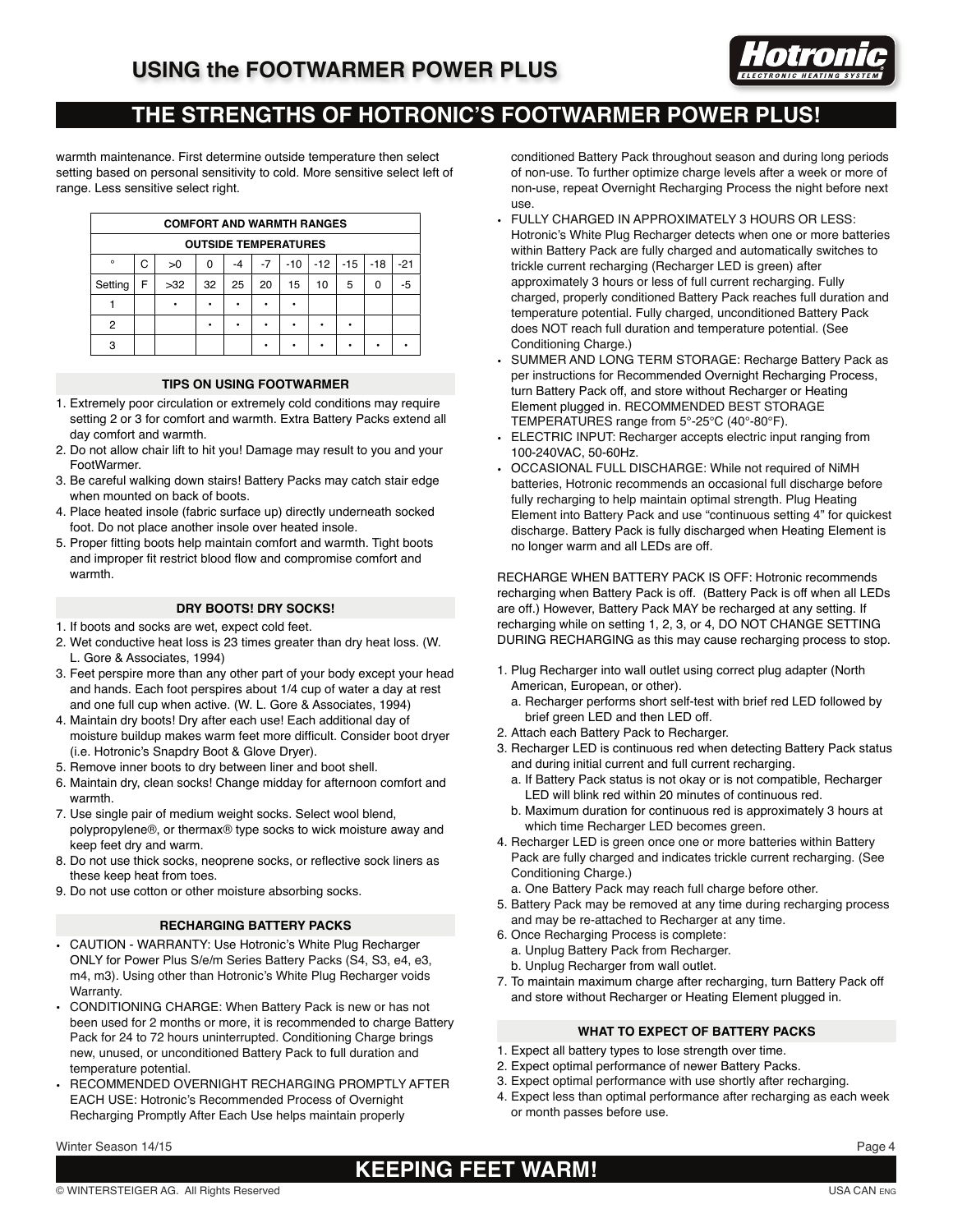## THE STRENGTHS OF HOTRONIC'S FOOTWARMER POWER PLUS!

warmth maintenance. First determine outside temperature then select setting based on personal sensitivity to cold. More sensitive select left of range. Less sensitive select right.

| COMFORT AND WARMTH RANGES | | | | | | | | | | |
|---|---|---|---|---|---|---|---|---|---|---|
| OUTSIDE TEMPERATURES | | | | | | | | | | |
| ° | C | >0 | 0 | -4 | -7 | -10 | -12 | -15 | -18 | -21 |
| Setting | F | >32 | 32 | 25 | 20 | 15 | 10 | 5 | 0 | -5 |
| 1 | | • | • | • | • | • | | | | |
| 2 | | | • | • | • | • | • | • | | |
| 3 | | | | | • | • | • | • | • | • |

### TIPS ON USING FOOTWARMER

1. Extremely poor circulation or extremely cold conditions may require setting 2 or 3 for comfort and warmth. Extra Battery Packs extend all day comfort and warmth.
2. Do not allow chair lift to hit you! Damage may result to you and your FootWarmer.
3. Be careful walking down stairs! Battery Packs may catch stair edge when mounted on back of boots.
4. Place heated insole (fabric surface up) directly underneath socked foot. Do not place another insole over heated insole.
5. Proper fitting boots help maintain comfort and warmth. Tight boots and improper fit restrict blood flow and compromise comfort and warmth.

### DRY BOOTS! DRY SOCKS!

1. If boots and socks are wet, expect cold feet.
2. Wet conductive heat loss is 23 times greater than dry heat loss. (W. L. Gore & Associates, 1994)
3. Feet perspire more than any other part of your body except your head and hands. Each foot perspires about 1/4 cup of water a day at rest and one full cup when active. (W. L. Gore & Associates, 1994)
4. Maintain dry boots! Dry after each use! Each additional day of moisture buildup makes warm feet more difficult. Consider boot dryer (i.e. Hotronic's Snapdry Boot & Glove Dryer).
5. Remove inner boots to dry between liner and boot shell.
6. Maintain dry, clean socks! Change midday for afternoon comfort and warmth.
7. Use single pair of medium weight socks. Select wool blend, polypropylene®, or thermax® type socks to wick moisture away and keep feet dry and warm.
8. Do not use thick socks, neoprene socks, or reflective sock liners as these keep heat from toes.
9. Do not use cotton or other moisture absorbing socks.

### RECHARGING BATTERY PACKS

- CAUTION - WARRANTY: Use Hotronic's White Plug Recharger ONLY for Power Plus S/e/m Series Battery Packs (S4, S3, e4, e3, m4, m3). Using other than Hotronic's White Plug Recharger voids Warranty.
- CONDITIONING CHARGE: When Battery Pack is new or has not been used for 2 months or more, it is recommended to charge Battery Pack for 24 to 72 hours uninterrupted. Conditioning Charge brings new, unused, or unconditioned Battery Pack to full duration and temperature potential.
- RECOMMENDED OVERNIGHT RECHARGING PROMPTLY AFTER EACH USE: Hotronic's Recommended Process of Overnight Recharging Promptly After Each Use helps maintain properly conditioned Battery Pack throughout season and during long periods of non-use. To further optimize charge levels after a week or more of non-use, repeat Overnight Recharging Process the night before next use.
- FULLY CHARGED IN APPROXIMATELY 3 HOURS OR LESS: Hotronic's White Plug Recharger detects when one or more batteries within Battery Pack are fully charged and automatically switches to trickle current recharging (Recharger LED is green) after approximately 3 hours or less of full current recharging. Fully charged, properly conditioned Battery Pack reaches full duration and temperature potential. Fully charged, unconditioned Battery Pack does NOT reach full duration and temperature potential. (See Conditioning Charge.)
- SUMMER AND LONG TERM STORAGE: Recharge Battery Pack as per instructions for Recommended Overnight Recharging Process, turn Battery Pack off, and store without Recharger or Heating Element plugged in. RECOMMENDED BEST STORAGE TEMPERATURES range from 5°-25°C (40°-80°F).
- ELECTRIC INPUT: Recharger accepts electric input ranging from 100-240VAC, 50-60Hz.
- OCCASIONAL FULL DISCHARGE: While not required of NiMH batteries, Hotronic recommends an occasional full discharge before fully recharging to help maintain optimal strength. Plug Heating Element into Battery Pack and use "continuous setting 4" for quickest discharge. Battery Pack is fully discharged when Heating Element is no longer warm and all LEDs are off.

RECHARGE WHEN BATTERY PACK IS OFF: Hotronic recommends recharging when Battery Pack is off. (Battery Pack is off when all LEDs are off.) However, Battery Pack MAY be recharged at any setting. If recharging while on setting 1, 2, 3, or 4, DO NOT CHANGE SETTING DURING RECHARGING as this may cause recharging process to stop.

1. Plug Recharger into wall outlet using correct plug adapter (North American, European, or other).
   a. Recharger performs short self-test with brief red LED followed by brief green LED and then LED off.
2. Attach each Battery Pack to Recharger.
3. Recharger LED is continuous red when detecting Battery Pack status and during initial current and full current recharging.
   a. If Battery Pack status is not okay or is not compatible, Recharger LED will blink red within 20 minutes of continuous red.
   b. Maximum duration for continuous red is approximately 3 hours at which time Recharger LED becomes green.
4. Recharger LED is green once one or more batteries within Battery Pack are fully charged and indicates trickle current recharging. (See Conditioning Charge.)
   a. One Battery Pack may reach full charge before other.
5. Battery Pack may be removed at any time during recharging process and may be re-attached to Recharger at any time.
6. Once Recharging Process is complete:
   a. Unplug Battery Pack from Recharger.
   b. Unplug Recharger from wall outlet.
7. To maintain maximum charge after recharging, turn Battery Pack off and store without Recharger or Heating Element plugged in.

### WHAT TO EXPECT OF BATTERY PACKS

1. Expect all battery types to lose strength over time.
2. Expect optimal performance of newer Battery Packs.
3. Expect optimal performance with use shortly after recharging.
4. Expect less than optimal performance after recharging as each week or month passes before use.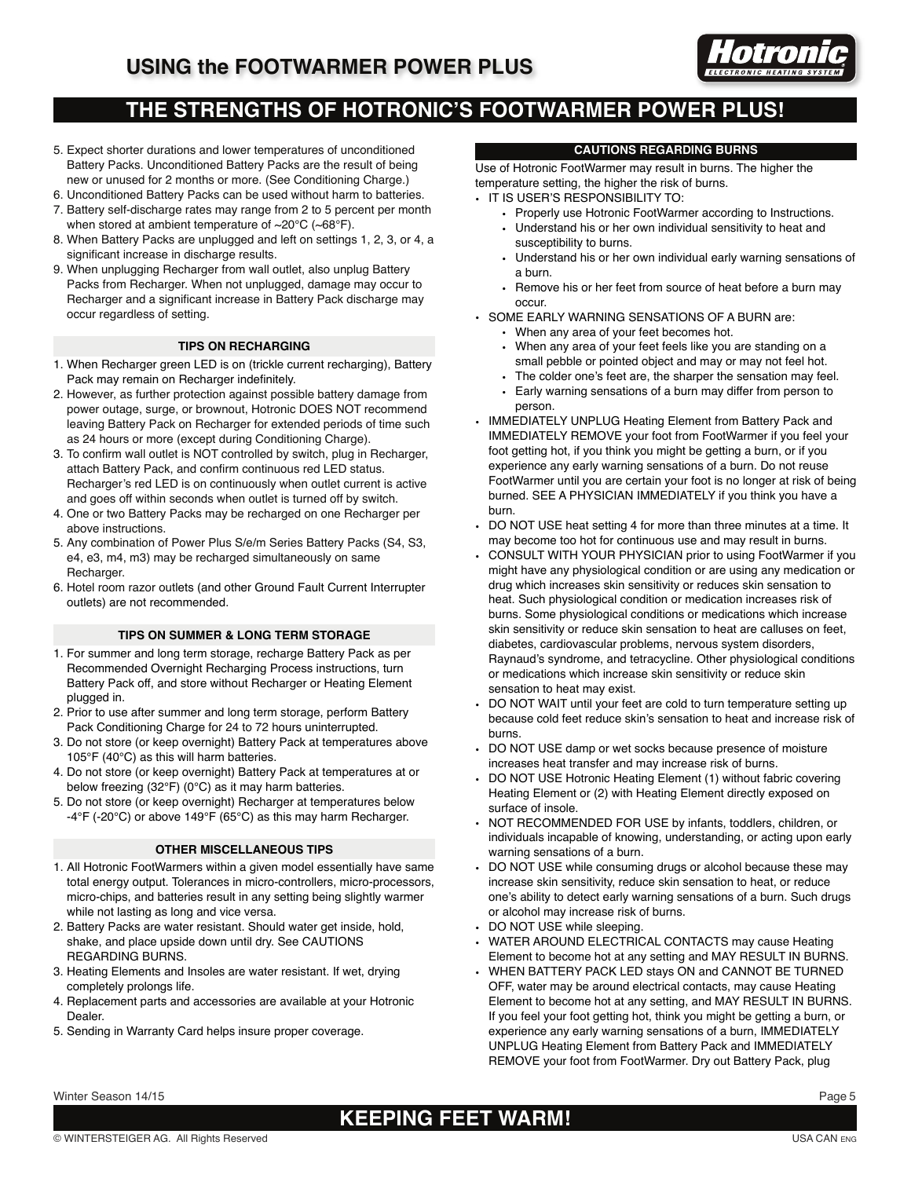## USING the FOOTWARMER POWER PLUS

# THE STRENGTHS OF HOTRONIC'S FOOTWARMER POWER PLUS!

5. Expect shorter durations and lower temperatures of unconditioned Battery Packs. Unconditioned Battery Packs are the result of being new or unused for 2 months or more. (See Conditioning Charge.)
6. Unconditioned Battery Packs can be used without harm to batteries.
7. Battery self-discharge rates may range from 2 to 5 percent per month when stored at ambient temperature of ~20°C (~68°F).
8. When Battery Packs are unplugged and left on settings 1, 2, 3, or 4, a significant increase in discharge results.
9. When unplugging Recharger from wall outlet, also unplug Battery Packs from Recharger. When not unplugged, damage may occur to Recharger and a significant increase in Battery Pack discharge may occur regardless of setting.

### TIPS ON RECHARGING

1. When Recharger green LED is on (trickle current recharging), Battery Pack may remain on Recharger indefinitely.
2. However, as further protection against possible battery damage from power outage, surge, or brownout, Hotronic DOES NOT recommend leaving Battery Pack on Recharger for extended periods of time such as 24 hours or more (except during Conditioning Charge).
3. To confirm wall outlet is NOT controlled by switch, plug in Recharger, attach Battery Pack, and confirm continuous red LED status. Recharger's red LED is on continuously when outlet current is active and goes off within seconds when outlet is turned off by switch.
4. One or two Battery Packs may be recharged on one Recharger per above instructions.
5. Any combination of Power Plus S/e/m Series Battery Packs (S4, S3, e4, e3, m4, m3) may be recharged simultaneously on same Recharger.
6. Hotel room razor outlets (and other Ground Fault Current Interrupter outlets) are not recommended.

### TIPS ON SUMMER & LONG TERM STORAGE

1. For summer and long term storage, recharge Battery Pack as per Recommended Overnight Recharging Process instructions, turn Battery Pack off, and store without Recharger or Heating Element plugged in.
2. Prior to use after summer and long term storage, perform Battery Pack Conditioning Charge for 24 to 72 hours uninterrupted.
3. Do not store (or keep overnight) Battery Pack at temperatures above 105°F (40°C) as this will harm batteries.
4. Do not store (or keep overnight) Battery Pack at temperatures at or below freezing (32°F) (0°C) as it may harm batteries.
5. Do not store (or keep overnight) Recharger at temperatures below -4°F (-20°C) or above 149°F (65°C) as this may harm Recharger.

### OTHER MISCELLANEOUS TIPS

1. All Hotronic FootWarmers within a given model essentially have same total energy output. Tolerances in micro-controllers, micro-processors, micro-chips, and batteries result in any setting being slightly warmer while not lasting as long and vice versa.
2. Battery Packs are water resistant. Should water get inside, hold, shake, and place upside down until dry. See CAUTIONS REGARDING BURNS.
3. Heating Elements and Insoles are water resistant. If wet, drying completely prolongs life.
4. Replacement parts and accessories are available at your Hotronic Dealer.
5. Sending in Warranty Card helps insure proper coverage.

### CAUTIONS REGARDING BURNS

Use of Hotronic FootWarmer may result in burns. The higher the temperature setting, the higher the risk of burns.

- IT IS USER'S RESPONSIBILITY TO:
  - Properly use Hotronic FootWarmer according to Instructions.
  - Understand his or her own individual sensitivity to heat and susceptibility to burns.
  - Understand his or her own individual early warning sensations of a burn.
  - Remove his or her feet from source of heat before a burn may occur.
- SOME EARLY WARNING SENSATIONS OF A BURN are:
  - When any area of your feet becomes hot.
  - When any area of your feet feels like you are standing on a small pebble or pointed object and may or may not feel hot.
  - The colder one's feet are, the sharper the sensation may feel.
  - Early warning sensations of a burn may differ from person to person.
- IMMEDIATELY UNPLUG Heating Element from Battery Pack and IMMEDIATELY REMOVE your foot from FootWarmer if you feel your foot getting hot, if you think you might be getting a burn, or if you experience any early warning sensations of a burn. Do not reuse FootWarmer until you are certain your foot is no longer at risk of being burned. SEE A PHYSICIAN IMMEDIATELY if you think you have a burn.
- DO NOT USE heat setting 4 for more than three minutes at a time. It may become too hot for continuous use and may result in burns.
- CONSULT WITH YOUR PHYSICIAN prior to using FootWarmer if you might have any physiological condition or are using any medication or drug which increases skin sensitivity or reduces skin sensation to heat. Such physiological condition or medication increases risk of burns. Some physiological conditions or medications which increase skin sensitivity or reduce skin sensation to heat are calluses on feet, diabetes, cardiovascular problems, nervous system disorders, Raynaud's syndrome, and tetracycline. Other physiological conditions or medications which increase skin sensitivity or reduce skin sensation to heat may exist.
- DO NOT WAIT until your feet are cold to turn temperature setting up because cold feet reduce skin's sensation to heat and increase risk of burns.
- DO NOT USE damp or wet socks because presence of moisture increases heat transfer and may increase risk of burns.
- DO NOT USE Hotronic Heating Element (1) without fabric covering Heating Element or (2) with Heating Element directly exposed on surface of insole.
- NOT RECOMMENDED FOR USE by infants, toddlers, children, or individuals incapable of knowing, understanding, or acting upon early warning sensations of a burn.
- DO NOT USE while consuming drugs or alcohol because these may increase skin sensitivity, reduce skin sensation to heat, or reduce one's ability to detect early warning sensations of a burn. Such drugs or alcohol may increase risk of burns.
- DO NOT USE while sleeping.
- WATER AROUND ELECTRICAL CONTACTS may cause Heating Element to become hot at any setting and MAY RESULT IN BURNS.
- WHEN BATTERY PACK LED stays ON and CANNOT BE TURNED OFF, water may be around electrical contacts, may cause Heating Element to become hot at any setting, and MAY RESULT IN BURNS. If you feel your foot getting hot, think you might be getting a burn, or experience any early warning sensations of a burn, IMMEDIATELY UNPLUG Heating Element from Battery Pack and IMMEDIATELY REMOVE your foot from FootWarmer. Dry out Battery Pack, plug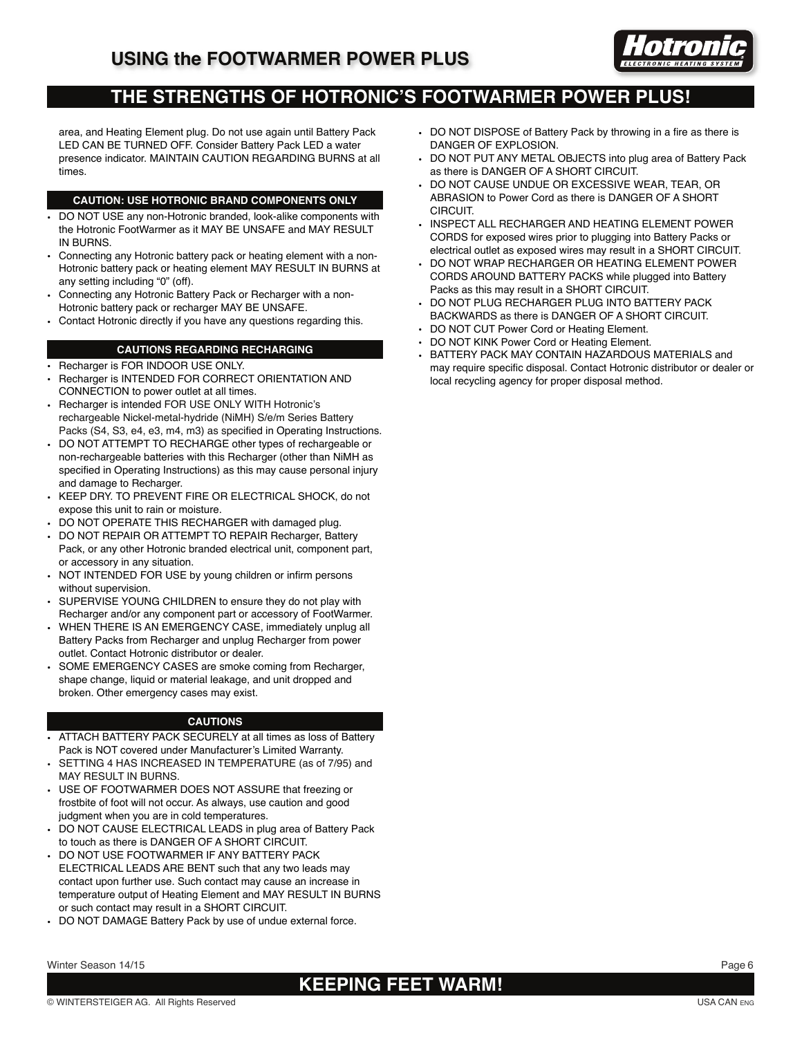# USING the FOOTWARMER POWER PLUS

## THE STRENGTHS OF HOTRONIC'S FOOTWARMER POWER PLUS!

area, and Heating Element plug. Do not use again until Battery Pack LED CAN BE TURNED OFF. Consider Battery Pack LED a water presence indicator. MAINTAIN CAUTION REGARDING BURNS at all times.

### CAUTION: USE HOTRONIC BRAND COMPONENTS ONLY

- DO NOT USE any non-Hotronic branded, look-alike components with the Hotronic FootWarmer as it MAY BE UNSAFE and MAY RESULT IN BURNS.
- Connecting any Hotronic battery pack or heating element with a non-Hotronic battery pack or heating element MAY RESULT IN BURNS at any setting including "0" (off).
- Connecting any Hotronic Battery Pack or Recharger with a non-Hotronic battery pack or recharger MAY BE UNSAFE.
- Contact Hotronic directly if you have any questions regarding this.

### CAUTIONS REGARDING RECHARGING

- Recharger is FOR INDOOR USE ONLY.
- Recharger is INTENDED FOR CORRECT ORIENTATION AND CONNECTION to power outlet at all times.
- Recharger is intended FOR USE ONLY WITH Hotronic's rechargeable Nickel-metal-hydride (NiMH) S/e/m Series Battery Packs (S4, S3, e4, e3, m4, m3) as specified in Operating Instructions.
- DO NOT ATTEMPT TO RECHARGE other types of rechargeable or non-rechargeable batteries with this Recharger (other than NiMH as specified in Operating Instructions) as this may cause personal injury and damage to Recharger.
- KEEP DRY. TO PREVENT FIRE OR ELECTRICAL SHOCK, do not expose this unit to rain or moisture.
- DO NOT OPERATE THIS RECHARGER with damaged plug.
- DO NOT REPAIR OR ATTEMPT TO REPAIR Recharger, Battery Pack, or any other Hotronic branded electrical unit, component part, or accessory in any situation.
- NOT INTENDED FOR USE by young children or infirm persons without supervision.
- SUPERVISE YOUNG CHILDREN to ensure they do not play with Recharger and/or any component part or accessory of FootWarmer.
- WHEN THERE IS AN EMERGENCY CASE, immediately unplug all Battery Packs from Recharger and unplug Recharger from power outlet. Contact Hotronic distributor or dealer.
- SOME EMERGENCY CASES are smoke coming from Recharger, shape change, liquid or material leakage, and unit dropped and broken. Other emergency cases may exist.

### CAUTIONS

- ATTACH BATTERY PACK SECURELY at all times as loss of Battery Pack is NOT covered under Manufacturer's Limited Warranty.
- SETTING 4 HAS INCREASED IN TEMPERATURE (as of 7/95) and MAY RESULT IN BURNS.
- USE OF FOOTWARMER DOES NOT ASSURE that freezing or frostbite of foot will not occur. As always, use caution and good judgment when you are in cold temperatures.
- DO NOT CAUSE ELECTRICAL LEADS in plug area of Battery Pack to touch as there is DANGER OF A SHORT CIRCUIT.
- DO NOT USE FOOTWARMER IF ANY BATTERY PACK ELECTRICAL LEADS ARE BENT such that any two leads may contact upon further use. Such contact may cause an increase in temperature output of Heating Element and MAY RESULT IN BURNS or such contact may result in a SHORT CIRCUIT.
- DO NOT DAMAGE Battery Pack by use of undue external force.
- DO NOT DISPOSE of Battery Pack by throwing in a fire as there is DANGER OF EXPLOSION.
- DO NOT PUT ANY METAL OBJECTS into plug area of Battery Pack as there is DANGER OF A SHORT CIRCUIT.
- DO NOT CAUSE UNDUE OR EXCESSIVE WEAR, TEAR, OR ABRASION to Power Cord as there is DANGER OF A SHORT CIRCUIT.
- INSPECT ALL RECHARGER AND HEATING ELEMENT POWER CORDS for exposed wires prior to plugging into Battery Packs or electrical outlet as exposed wires may result in a SHORT CIRCUIT.
- DO NOT WRAP RECHARGER OR HEATING ELEMENT POWER CORDS AROUND BATTERY PACKS while plugged into Battery Packs as this may result in a SHORT CIRCUIT.
- DO NOT PLUG RECHARGER PLUG INTO BATTERY PACK BACKWARDS as there is DANGER OF A SHORT CIRCUIT.
- DO NOT CUT Power Cord or Heating Element.
- DO NOT KINK Power Cord or Heating Element.
- BATTERY PACK MAY CONTAIN HAZARDOUS MATERIALS and may require specific disposal. Contact Hotronic distributor or dealer or local recycling agency for proper disposal method.